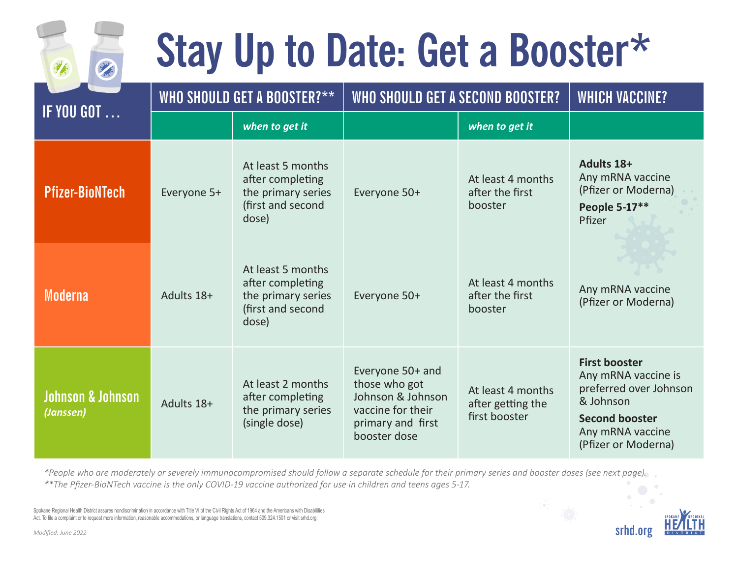# Stay Up to Date: Get a Booster*

| IF YOU GOT … | WHO SHOULD GET A BOOSTER?** | | WHO SHOULD GET A SECOND BOOSTER? | | WHICH VACCINE? |
|---|---|---|---|---|---|
| | | *when to get it* | | *when to get it* | |
| **Pfizer-BioNTech** | Everyone 5+ | At least 5 months after completing the primary series (first and second dose) | Everyone 50+ | At least 4 months after the first booster | **Adults 18+** Any mRNA vaccine (Pfizer or Moderna) **People 5-17**** Pfizer |
| **Moderna** | Adults 18+ | At least 5 months after completing the primary series (first and second dose) | Everyone 50+ | At least 4 months after the first booster | Any mRNA vaccine (Pfizer or Moderna) |
| **Johnson & Johnson** *(Janssen)* | Adults 18+ | At least 2 months after completing the primary series (single dose) | Everyone 50+ and those who got Johnson & Johnson vaccine for their primary and first booster dose | At least 4 months after getting the first booster | **First booster** Any mRNA vaccine is preferred over Johnson & Johnson **Second booster** Any mRNA vaccine (Pfizer or Moderna) |

*\*People who are moderately or severely immunocompromised should follow a separate schedule for their primary series and booster doses (see next page).*
*\*\*The Pfizer-BioNTech vaccine is the only COVID-19 vaccine authorized for use in children and teens ages 5-17.*

Spokane Regional Health District assures nondiscrimination in accordance with Title VI of the Civil Rights Act of 1964 and the Americans with Disabilities Act. To file a complaint or to request more information, reasonable accommodations, or language translations, contact 509.324.1501 or visit srhd.org.

*Modified: June 2022*

srhd.org

SPOKANE REGIONAL HEALTH DISTRICT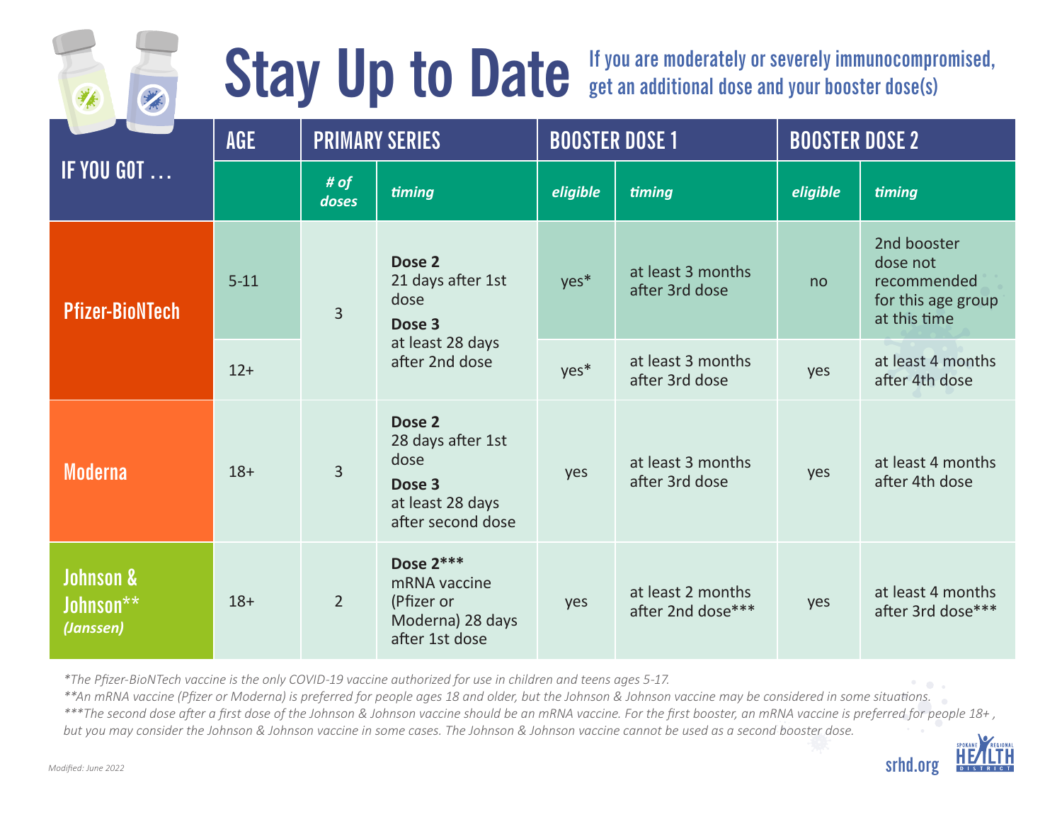# Stay Up to Date

If you are moderately or severely immunocompromised, get an additional dose and your booster dose(s)

| IF YOU GOT ... | AGE | PRIMARY SERIES | | BOOSTER DOSE 1 | | BOOSTER DOSE 2 | |
|---|---|---|---|---|---|---|---|
| | | *# of doses* | *timing* | *eligible* | *timing* | *eligible* | *timing* |
| **Pfizer-BioNTech** | 5-11 | 3 | **Dose 2** 21 days after 1st dose **Dose 3** at least 28 days after 2nd dose | yes* | at least 3 months after 3rd dose | no | 2nd booster dose not recommended for this age group at this time |
| | 12+ | | | yes* | at least 3 months after 3rd dose | yes | at least 4 months after 4th dose |
| **Moderna** | 18+ | 3 | **Dose 2** 28 days after 1st dose **Dose 3** at least 28 days after second dose | yes | at least 3 months after 3rd dose | yes | at least 4 months after 4th dose |
| **Johnson & Johnson**** *(Janssen)* | 18+ | 2 | **Dose 2***** mRNA vaccine (Pfizer or Moderna) 28 days after 1st dose | yes | at least 2 months after 2nd dose*** | yes | at least 4 months after 3rd dose*** |

*\*The Pfizer-BioNTech vaccine is the only COVID-19 vaccine authorized for use in children and teens ages 5-17.*

*\*\*An mRNA vaccine (Pfizer or Moderna) is preferred for people ages 18 and older, but the Johnson & Johnson vaccine may be considered in some situations.*

*\*\*\*The second dose after a first dose of the Johnson & Johnson vaccine should be an mRNA vaccine. For the first booster, an mRNA vaccine is preferred for people 18+ , but you may consider the Johnson & Johnson vaccine in some cases. The Johnson & Johnson vaccine cannot be used as a second booster dose.*

*Modified: June 2022*

srhd.org

SPOKANE REGIONAL HEALTH DISTRICT